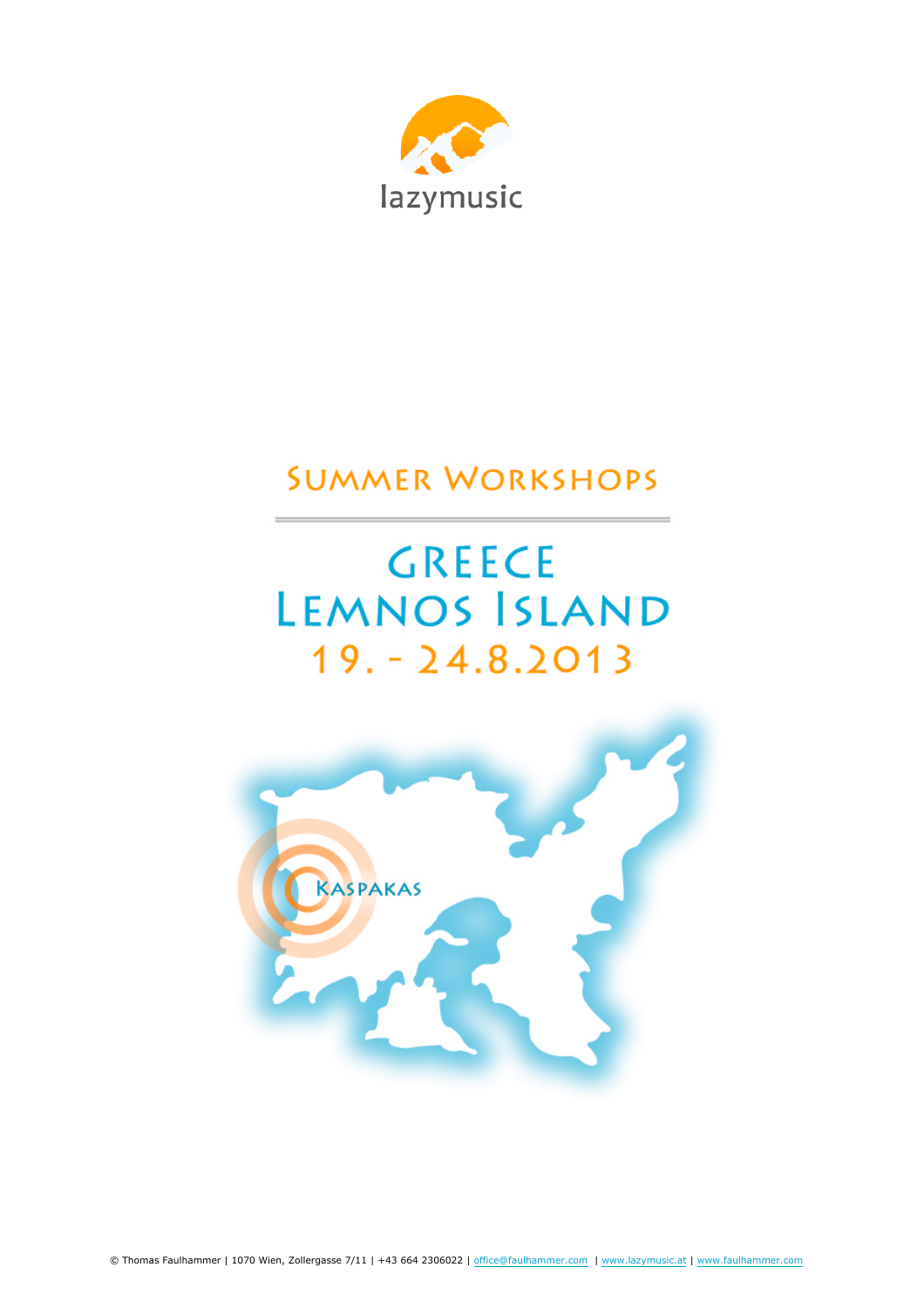lazymusic

# Summer Workshops

# Greece
# Lemnos Island
# 19. - 24.8.2013

Kaspakas

© Thomas Faulhammer | 1070 Wien, Zollergasse 7/11 | +43 664 2306022 | office@faulhammer.com | www.lazymusic.at | www.faulhammer.com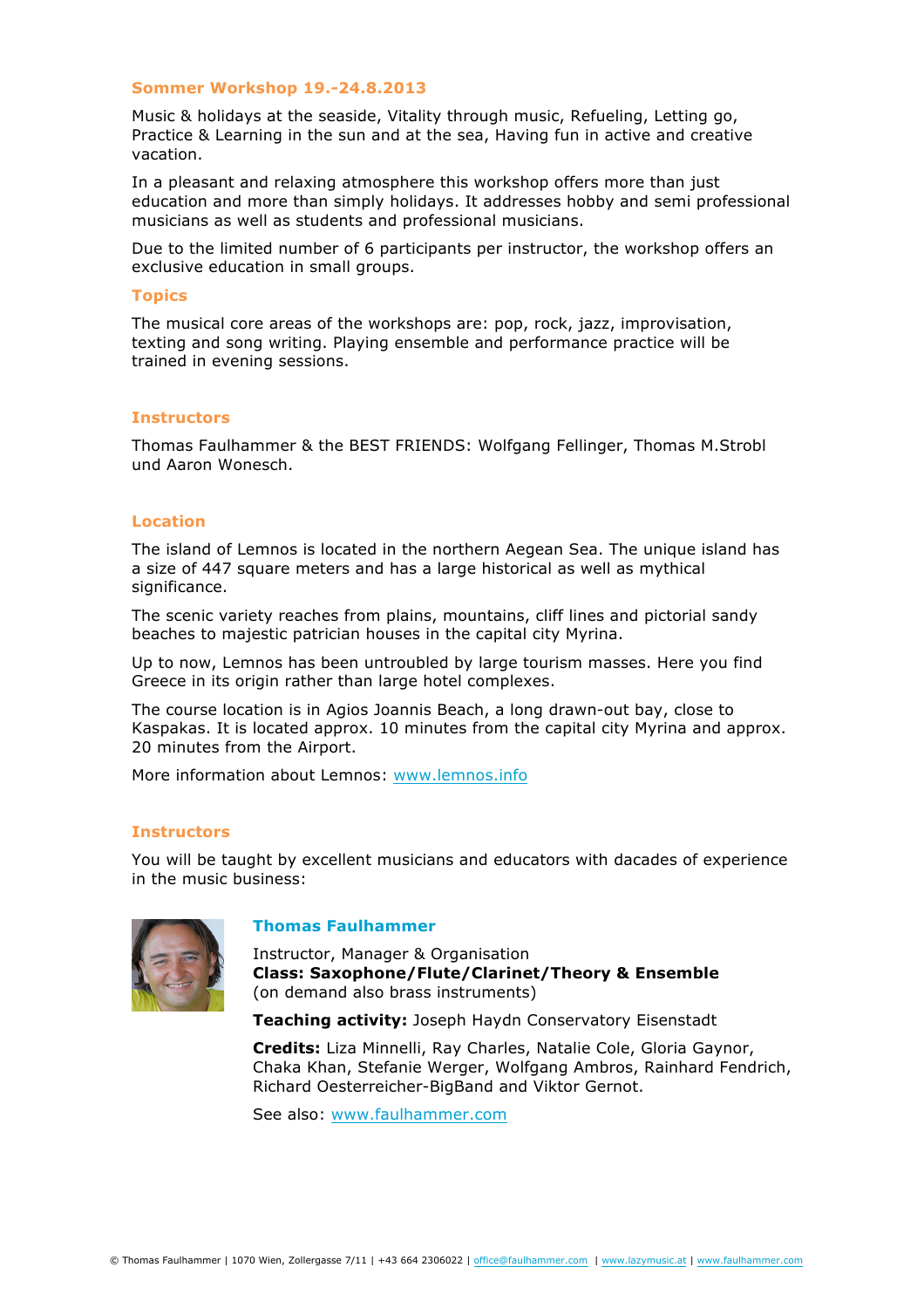## Sommer Workshop 19.-24.8.2013

Music & holidays at the seaside, Vitality through music, Refueling, Letting go, Practice & Learning in the sun and at the sea, Having fun in active and creative vacation.

In a pleasant and relaxing atmosphere this workshop offers more than just education and more than simply holidays. It addresses hobby and semi professional musicians as well as students and professional musicians.

Due to the limited number of 6 participants per instructor, the workshop offers an exclusive education in small groups.

## Topics

The musical core areas of the workshops are: pop, rock, jazz, improvisation, texting and song writing. Playing ensemble and performance practice will be trained in evening sessions.

## Instructors

Thomas Faulhammer & the BEST FRIENDS: Wolfgang Fellinger, Thomas M.Strobl und Aaron Wonesch.

## Location

The island of Lemnos is located in the northern Aegean Sea. The unique island has a size of 447 square meters and has a large historical as well as mythical significance.

The scenic variety reaches from plains, mountains, cliff lines and pictorial sandy beaches to majestic patrician houses in the capital city Myrina.

Up to now, Lemnos has been untroubled by large tourism masses. Here you find Greece in its origin rather than large hotel complexes.

The course location is in Agios Joannis Beach, a long drawn-out bay, close to Kaspakas. It is located approx. 10 minutes from the capital city Myrina and approx. 20 minutes from the Airport.

More information about Lemnos: www.lemnos.info

## Instructors

You will be taught by excellent musicians and educators with dacades of experience in the music business:

### Thomas Faulhammer

Instructor, Manager & Organisation
**Class: Saxophone/Flute/Clarinet/Theory & Ensemble**
(on demand also brass instruments)

**Teaching activity:** Joseph Haydn Conservatory Eisenstadt

**Credits:** Liza Minnelli, Ray Charles, Natalie Cole, Gloria Gaynor, Chaka Khan, Stefanie Werger, Wolfgang Ambros, Rainhard Fendrich, Richard Oesterreicher-BigBand and Viktor Gernot.

See also: www.faulhammer.com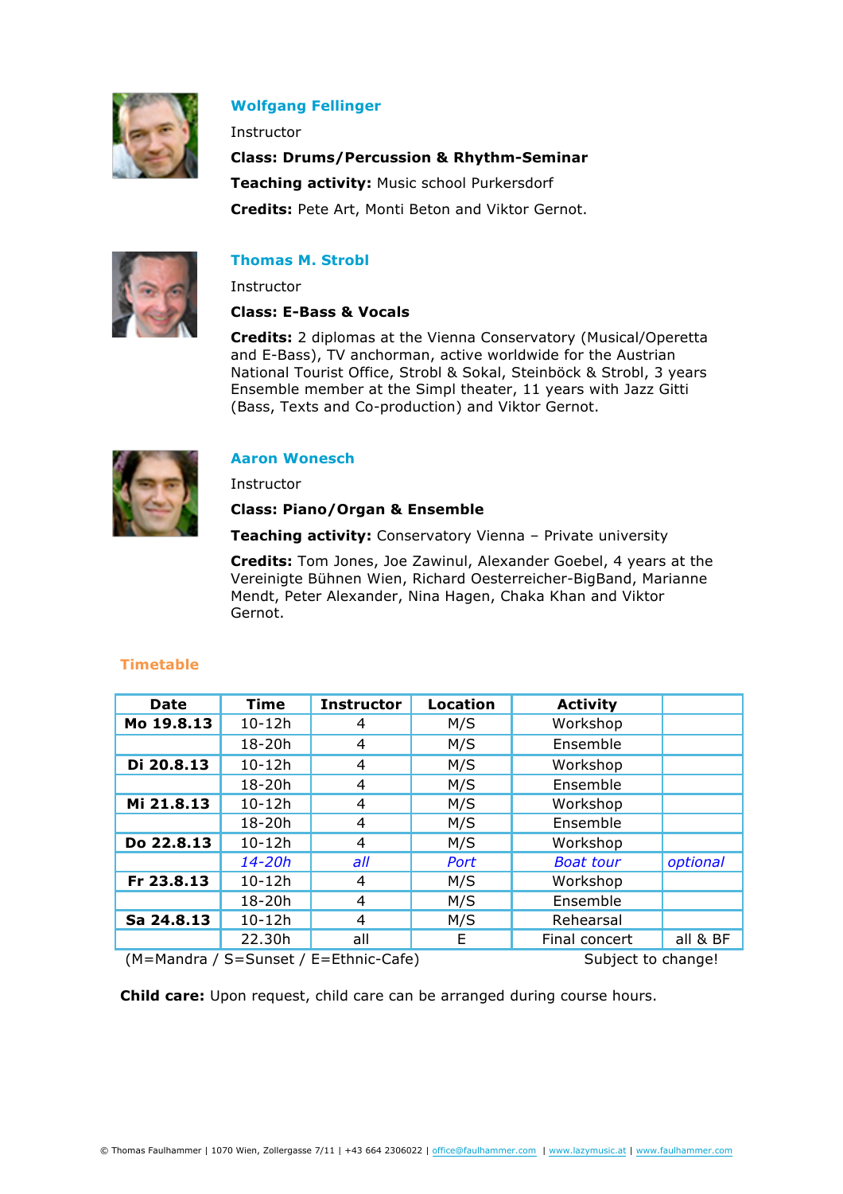### Wolfgang Fellinger

Instructor

**Class: Drums/Percussion & Rhythm-Seminar**

**Teaching activity:** Music school Purkersdorf

**Credits:** Pete Art, Monti Beton and Viktor Gernot.

### Thomas M. Strobl

Instructor

**Class: E-Bass & Vocals**

**Credits:** 2 diplomas at the Vienna Conservatory (Musical/Operetta and E-Bass), TV anchorman, active worldwide for the Austrian National Tourist Office, Strobl & Sokal, Steinböck & Strobl, 3 years Ensemble member at the Simpl theater, 11 years with Jazz Gitti (Bass, Texts and Co-production) and Viktor Gernot.

### Aaron Wonesch

Instructor

**Class: Piano/Organ & Ensemble**

**Teaching activity:** Conservatory Vienna – Private university

**Credits:** Tom Jones, Joe Zawinul, Alexander Goebel, 4 years at the Vereinigte Bühnen Wien, Richard Oesterreicher-BigBand, Marianne Mendt, Peter Alexander, Nina Hagen, Chaka Khan and Viktor Gernot.

## Timetable

| Date | Time | Instructor | Location | Activity | |
|---|---|---|---|---|---|
| **Mo 19.8.13** | 10-12h | 4 | M/S | Workshop | |
| | 18-20h | 4 | M/S | Ensemble | |
| **Di 20.8.13** | 10-12h | 4 | M/S | Workshop | |
| | 18-20h | 4 | M/S | Ensemble | |
| **Mi 21.8.13** | 10-12h | 4 | M/S | Workshop | |
| | 18-20h | 4 | M/S | Ensemble | |
| **Do 22.8.13** | 10-12h | 4 | M/S | Workshop | |
| | *14-20h* | *all* | *Port* | *Boat tour* | *optional* |
| **Fr 23.8.13** | 10-12h | 4 | M/S | Workshop | |
| | 18-20h | 4 | M/S | Ensemble | |
| **Sa 24.8.13** | 10-12h | 4 | M/S | Rehearsal | |
| | 22.30h | all | E | Final concert | all & BF |

(M=Mandra / S=Sunset / E=Ethnic-Cafe) Subject to change!

**Child care:** Upon request, child care can be arranged during course hours.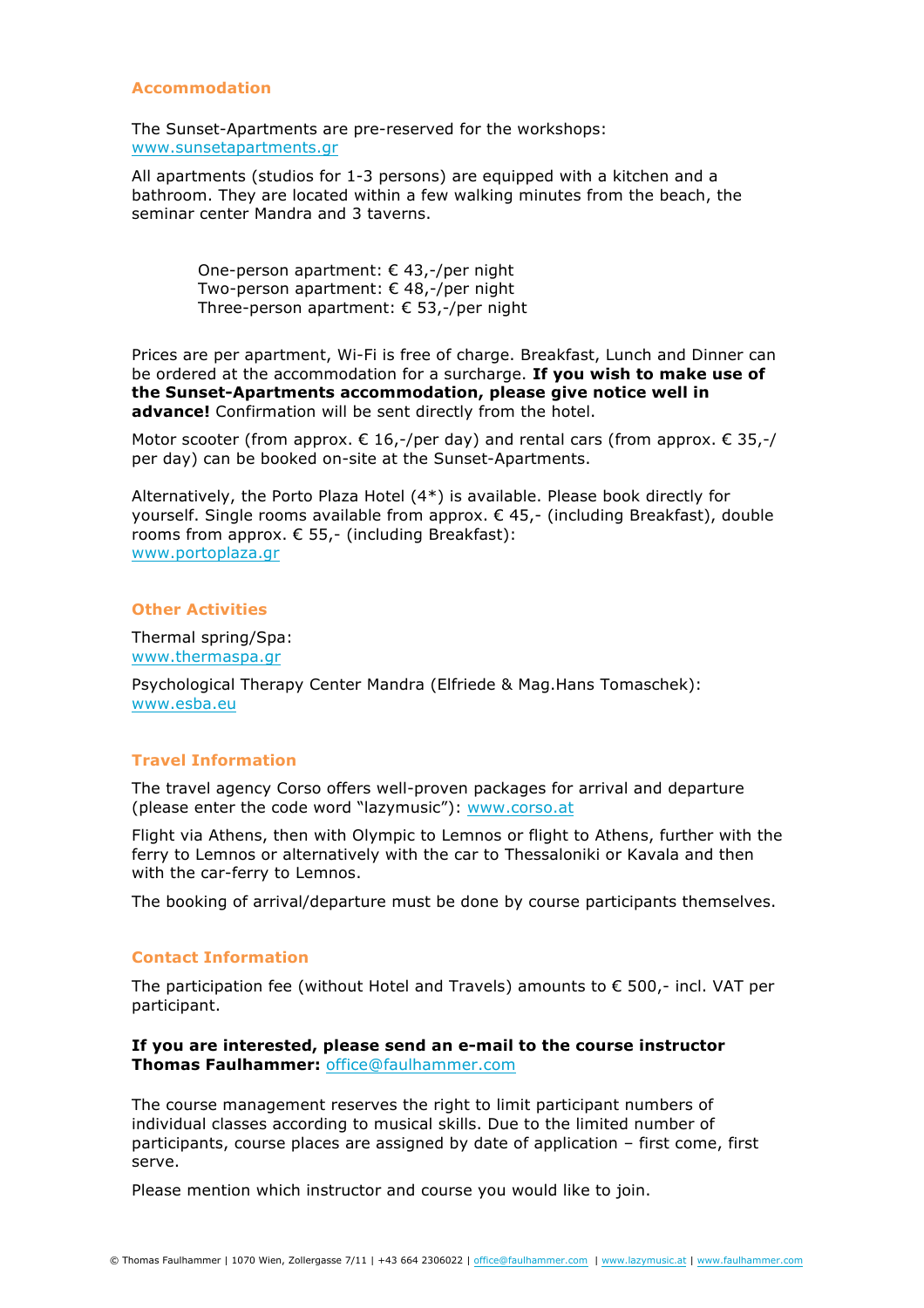## Accommodation

The Sunset-Apartments are pre-reserved for the workshops: www.sunsetapartments.gr

All apartments (studios for 1-3 persons) are equipped with a kitchen and a bathroom. They are located within a few walking minutes from the beach, the seminar center Mandra and 3 taverns.

One-person apartment: € 43,-/per night
Two-person apartment: € 48,-/per night
Three-person apartment: € 53,-/per night

Prices are per apartment, Wi-Fi is free of charge. Breakfast, Lunch and Dinner can be ordered at the accommodation for a surcharge. **If you wish to make use of the Sunset-Apartments accommodation, please give notice well in advance!** Confirmation will be sent directly from the hotel.

Motor scooter (from approx. € 16,-/per day) and rental cars (from approx. € 35,-/per day) can be booked on-site at the Sunset-Apartments.

Alternatively, the Porto Plaza Hotel (4*) is available. Please book directly for yourself. Single rooms available from approx. € 45,- (including Breakfast), double rooms from approx. € 55,- (including Breakfast): www.portoplaza.gr

## Other Activities

Thermal spring/Spa: www.thermaspa.gr

Psychological Therapy Center Mandra (Elfriede & Mag.Hans Tomaschek): www.esba.eu

## Travel Information

The travel agency Corso offers well-proven packages for arrival and departure (please enter the code word "lazymusic"): www.corso.at

Flight via Athens, then with Olympic to Lemnos or flight to Athens, further with the ferry to Lemnos or alternatively with the car to Thessaloniki or Kavala and then with the car-ferry to Lemnos.

The booking of arrival/departure must be done by course participants themselves.

## Contact Information

The participation fee (without Hotel and Travels) amounts to € 500,- incl. VAT per participant.

**If you are interested, please send an e-mail to the course instructor Thomas Faulhammer:** office@faulhammer.com

The course management reserves the right to limit participant numbers of individual classes according to musical skills. Due to the limited number of participants, course places are assigned by date of application – first come, first serve.

Please mention which instructor and course you would like to join.

© Thomas Faulhammer | 1070 Wien, Zollergasse 7/11 | +43 664 2306022 | office@faulhammer.com | www.lazymusic.at | www.faulhammer.com